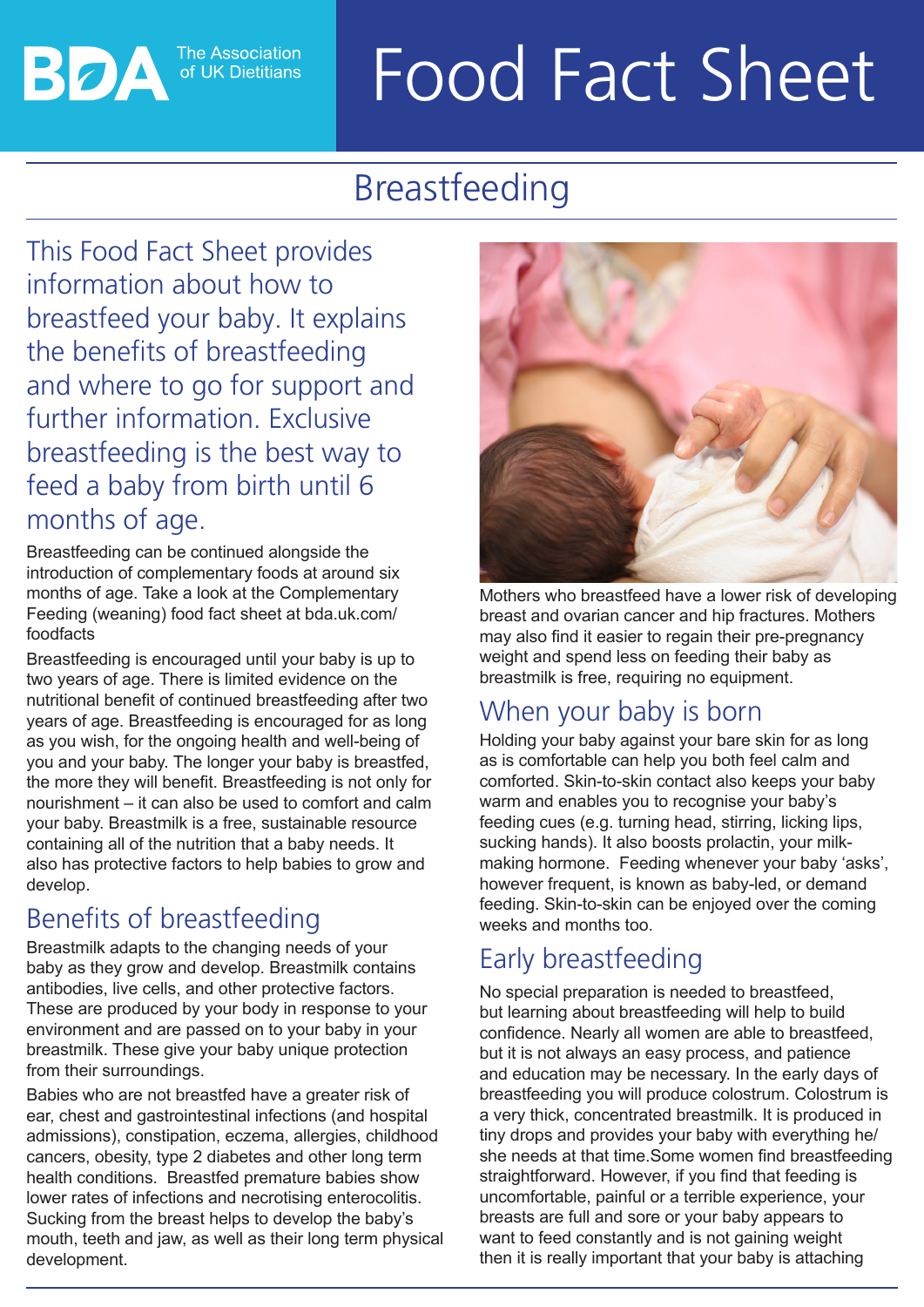BDA The Association of UK Dietitians

# Food Fact Sheet

## Breastfeeding

This Food Fact Sheet provides information about how to breastfeed your baby. It explains the benefits of breastfeeding and where to go for support and further information. Exclusive breastfeeding is the best way to feed a baby from birth until 6 months of age.

Breastfeeding can be continued alongside the introduction of complementary foods at around six months of age. Take a look at the Complementary Feeding (weaning) food fact sheet at bda.uk.com/foodfacts

Breastfeeding is encouraged until your baby is up to two years of age. There is limited evidence on the nutritional benefit of continued breastfeeding after two years of age. Breastfeeding is encouraged for as long as you wish, for the ongoing health and well-being of you and your baby. The longer your baby is breastfed, the more they will benefit. Breastfeeding is not only for nourishment – it can also be used to comfort and calm your baby. Breastmilk is a free, sustainable resource containing all of the nutrition that a baby needs. It also has protective factors to help babies to grow and develop.

### Benefits of breastfeeding

Breastmilk adapts to the changing needs of your baby as they grow and develop. Breastmilk contains antibodies, live cells, and other protective factors. These are produced by your body in response to your environment and are passed on to your baby in your breastmilk. These give your baby unique protection from their surroundings.

Babies who are not breastfed have a greater risk of ear, chest and gastrointestinal infections (and hospital admissions), constipation, eczema, allergies, childhood cancers, obesity, type 2 diabetes and other long term health conditions. Breastfed premature babies show lower rates of infections and necrotising enterocolitis. Sucking from the breast helps to develop the baby's mouth, teeth and jaw, as well as their long term physical development.

Mothers who breastfeed have a lower risk of developing breast and ovarian cancer and hip fractures. Mothers may also find it easier to regain their pre-pregnancy weight and spend less on feeding their baby as breastmilk is free, requiring no equipment.

### When your baby is born

Holding your baby against your bare skin for as long as is comfortable can help you both feel calm and comforted. Skin-to-skin contact also keeps your baby warm and enables you to recognise your baby's feeding cues (e.g. turning head, stirring, licking lips, sucking hands). It also boosts prolactin, your milk-making hormone. Feeding whenever your baby 'asks', however frequent, is known as baby-led, or demand feeding. Skin-to-skin can be enjoyed over the coming weeks and months too.

### Early breastfeeding

No special preparation is needed to breastfeed, but learning about breastfeeding will help to build confidence. Nearly all women are able to breastfeed, but it is not always an easy process, and patience and education may be necessary. In the early days of breastfeeding you will produce colostrum. Colostrum is a very thick, concentrated breastmilk. It is produced in tiny drops and provides your baby with everything he/she needs at that time.Some women find breastfeeding straightforward. However, if you find that feeding is uncomfortable, painful or a terrible experience, your breasts are full and sore or your baby appears to want to feed constantly and is not gaining weight then it is really important that your baby is attaching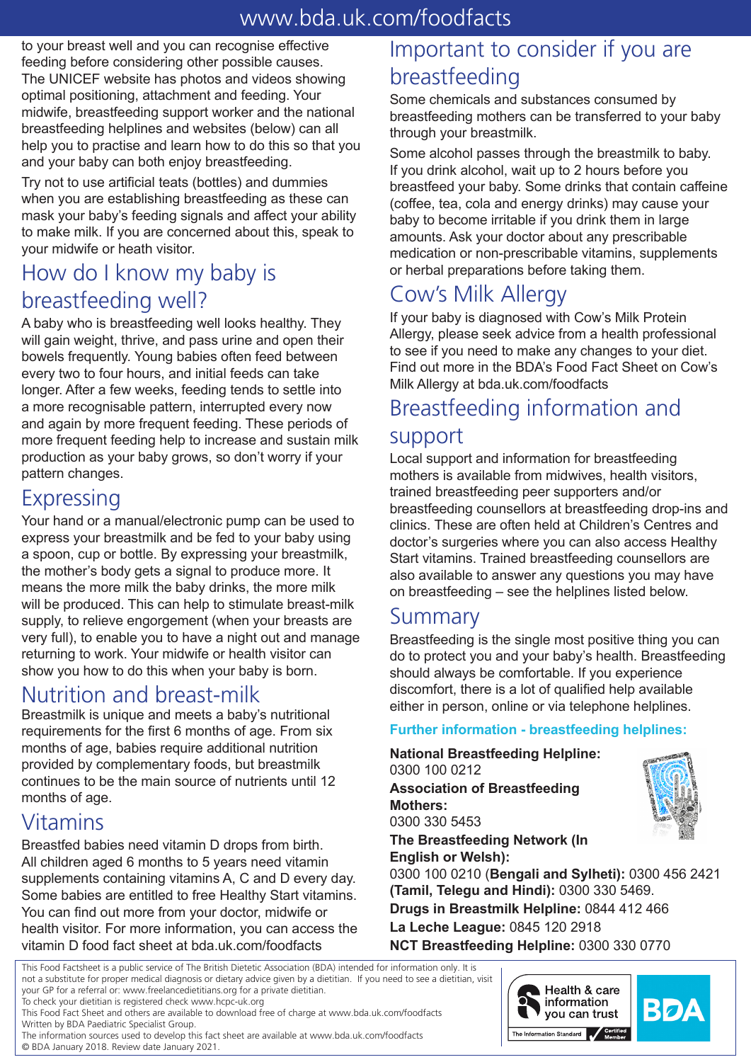to your breast well and you can recognise effective feeding before considering other possible causes. The UNICEF website has photos and videos showing optimal positioning, attachment and feeding. Your midwife, breastfeeding support worker and the national breastfeeding helplines and websites (below) can all help you to practise and learn how to do this so that you and your baby can both enjoy breastfeeding.

Try not to use artificial teats (bottles) and dummies when you are establishing breastfeeding as these can mask your baby's feeding signals and affect your ability to make milk. If you are concerned about this, speak to your midwife or heath visitor.

## How do I know my baby is breastfeeding well?

A baby who is breastfeeding well looks healthy. They will gain weight, thrive, and pass urine and open their bowels frequently. Young babies often feed between every two to four hours, and initial feeds can take longer. After a few weeks, feeding tends to settle into a more recognisable pattern, interrupted every now and again by more frequent feeding. These periods of more frequent feeding help to increase and sustain milk production as your baby grows, so don't worry if your pattern changes.

## Expressing

Your hand or a manual/electronic pump can be used to express your breastmilk and be fed to your baby using a spoon, cup or bottle. By expressing your breastmilk, the mother's body gets a signal to produce more. It means the more milk the baby drinks, the more milk will be produced. This can help to stimulate breast-milk supply, to relieve engorgement (when your breasts are very full), to enable you to have a night out and manage returning to work. Your midwife or health visitor can show you how to do this when your baby is born.

## Nutrition and breast-milk

Breastmilk is unique and meets a baby's nutritional requirements for the first 6 months of age. From six months of age, babies require additional nutrition provided by complementary foods, but breastmilk continues to be the main source of nutrients until 12 months of age.

## Vitamins

Breastfed babies need vitamin D drops from birth. All children aged 6 months to 5 years need vitamin supplements containing vitamins A, C and D every day. Some babies are entitled to free Healthy Start vitamins. You can find out more from your doctor, midwife or health visitor. For more information, you can access the vitamin D food fact sheet at bda.uk.com/foodfacts

## Important to consider if you are breastfeeding

Some chemicals and substances consumed by breastfeeding mothers can be transferred to your baby through your breastmilk.

Some alcohol passes through the breastmilk to baby. If you drink alcohol, wait up to 2 hours before you breastfeed your baby. Some drinks that contain caffeine (coffee, tea, cola and energy drinks) may cause your baby to become irritable if you drink them in large amounts. Ask your doctor about any prescribable medication or non-prescribable vitamins, supplements or herbal preparations before taking them.

## Cow's Milk Allergy

If your baby is diagnosed with Cow's Milk Protein Allergy, please seek advice from a health professional to see if you need to make any changes to your diet. Find out more in the BDA's Food Fact Sheet on Cow's Milk Allergy at bda.uk.com/foodfacts

## Breastfeeding information and support

Local support and information for breastfeeding mothers is available from midwives, health visitors, trained breastfeeding peer supporters and/or breastfeeding counsellors at breastfeeding drop-ins and clinics. These are often held at Children's Centres and doctor's surgeries where you can also access Healthy Start vitamins. Trained breastfeeding counsellors are also available to answer any questions you may have on breastfeeding – see the helplines listed below.

## Summary

Breastfeeding is the single most positive thing you can do to protect you and your baby's health. Breastfeeding should always be comfortable. If you experience discomfort, there is a lot of qualified help available either in person, online or via telephone helplines.

### Further information - breastfeeding helplines:

**National Breastfeeding Helpline:**
0300 100 0212

**Association of Breastfeeding Mothers:**
0300 330 5453

**The Breastfeeding Network (In English or Welsh):**
0300 100 0210 (**Bengali and Sylheti):** 0300 456 2421
**(Tamil, Telegu and Hindi):** 0300 330 5469.

**Drugs in Breastmilk Helpline:** 0844 412 466

**La Leche League:** 0845 120 2918

**NCT Breastfeeding Helpline:** 0300 330 0770

This Food Factsheet is a public service of The British Dietetic Association (BDA) intended for information only. It is not a substitute for proper medical diagnosis or dietary advice given by a dietitian. If you need to see a dietitian, visit your GP for a referral or: www.freelancedietitians.org for a private dietitian.
To check your dietitian is registered check www.hcpc-uk.org
This Food Fact Sheet and others are available to download free of charge at www.bda.uk.com/foodfacts
Written by BDA Paediatric Specialist Group.
The information sources used to develop this fact sheet are available at www.bda.uk.com/foodfacts
© BDA January 2018. Review date January 2021.

Health & care information you can trust
The Information Standard — Certified Member

BDA